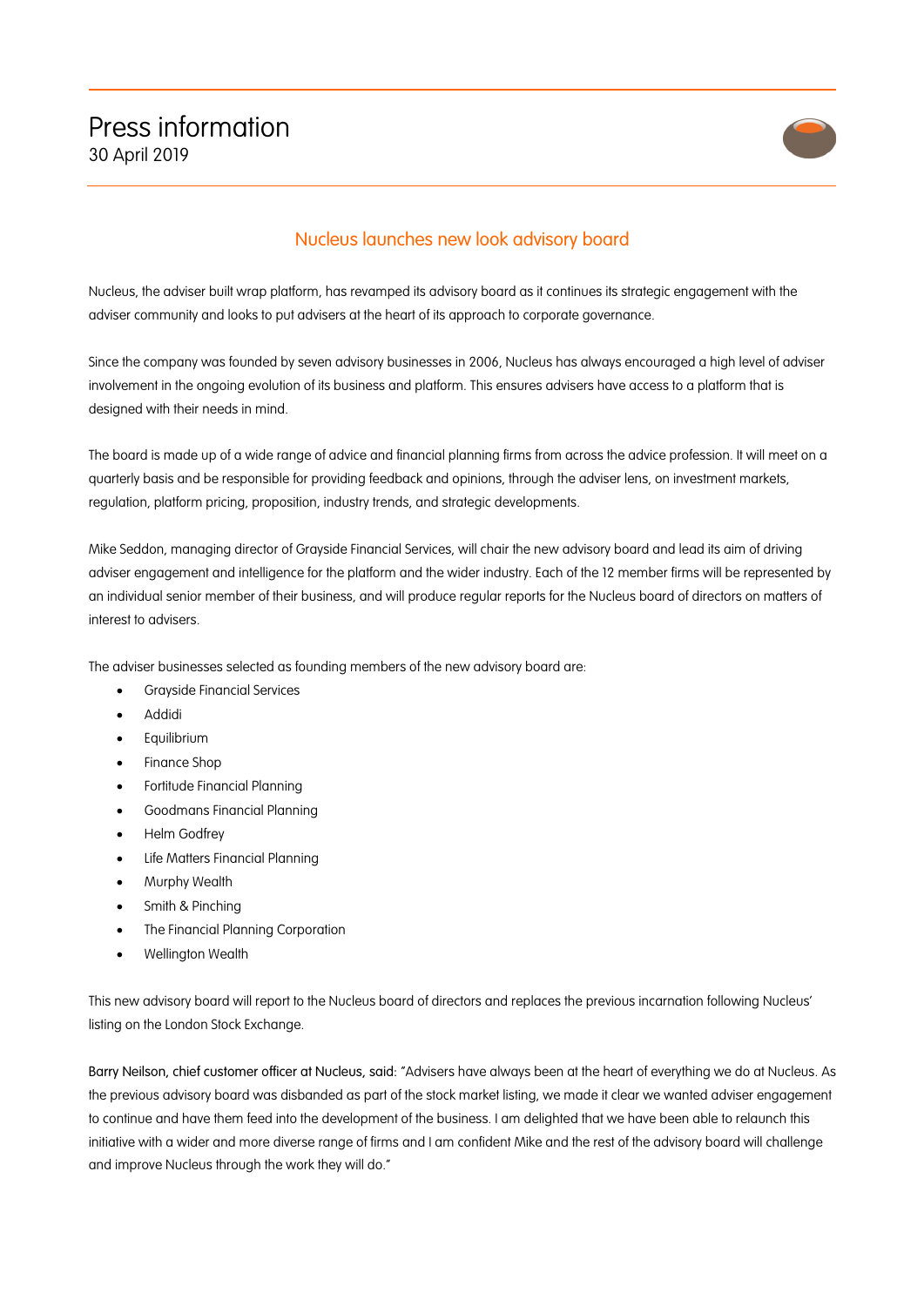# Press information

30 April 2019

## Nucleus launches new look advisory board

Nucleus, the adviser built wrap platform, has revamped its advisory board as it continues its strategic engagement with the adviser community and looks to put advisers at the heart of its approach to corporate governance.

Since the company was founded by seven advisory businesses in 2006, Nucleus has always encouraged a high level of adviser involvement in the ongoing evolution of its business and platform. This ensures advisers have access to a platform that is designed with their needs in mind.

The board is made up of a wide range of advice and financial planning firms from across the advice profession. It will meet on a quarterly basis and be responsible for providing feedback and opinions, through the adviser lens, on investment markets, regulation, platform pricing, proposition, industry trends, and strategic developments.

Mike Seddon, managing director of Grayside Financial Services, will chair the new advisory board and lead its aim of driving adviser engagement and intelligence for the platform and the wider industry. Each of the 12 member firms will be represented by an individual senior member of their business, and will produce regular reports for the Nucleus board of directors on matters of interest to advisers.

The adviser businesses selected as founding members of the new advisory board are:

- Grayside Financial Services
- Addidi
- Equilibrium
- Finance Shop
- Fortitude Financial Planning
- Goodmans Financial Planning
- Helm Godfrey
- Life Matters Financial Planning
- Murphy Wealth
- Smith & Pinching
- The Financial Planning Corporation
- Wellington Wealth

This new advisory board will report to the Nucleus board of directors and replaces the previous incarnation following Nucleus' listing on the London Stock Exchange.

Barry Neilson, chief customer officer at Nucleus, said: "Advisers have always been at the heart of everything we do at Nucleus. As the previous advisory board was disbanded as part of the stock market listing, we made it clear we wanted adviser engagement to continue and have them feed into the development of the business. I am delighted that we have been able to relaunch this initiative with a wider and more diverse range of firms and I am confident Mike and the rest of the advisory board will challenge and improve Nucleus through the work they will do."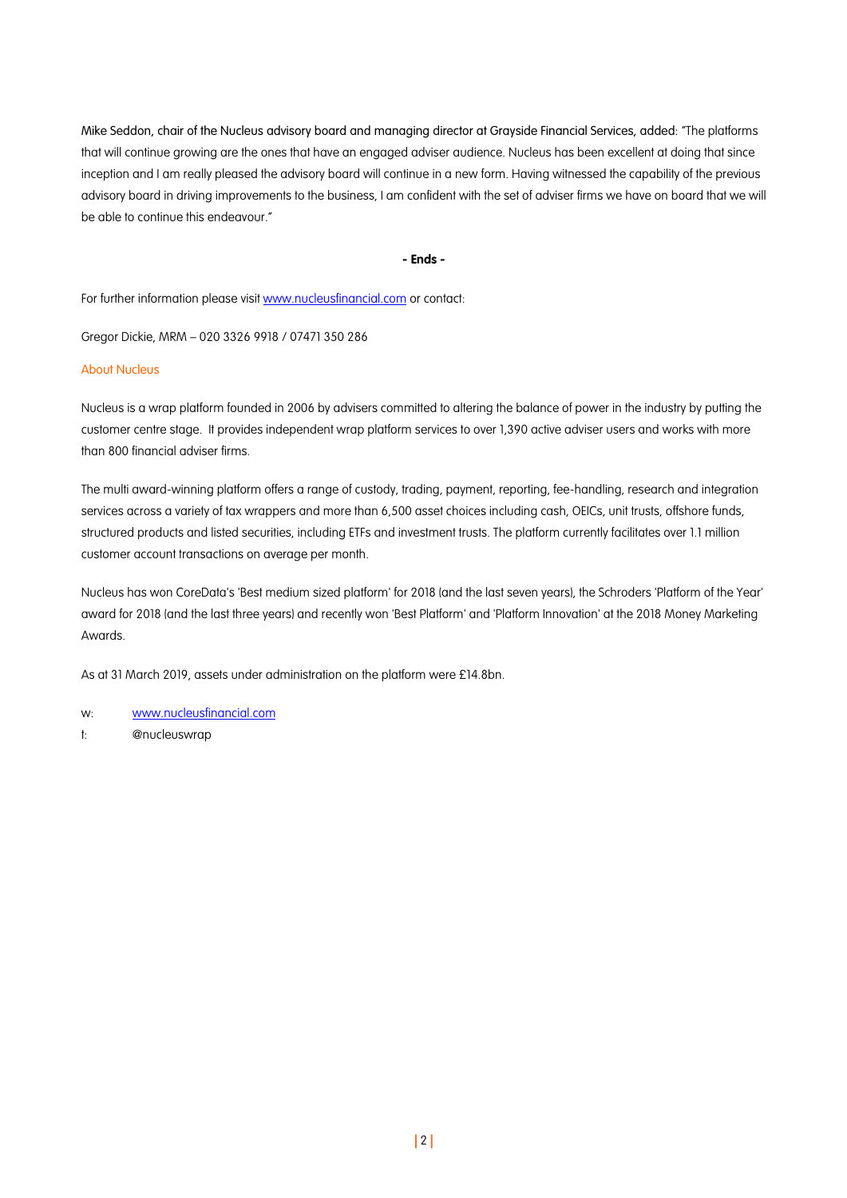Mike Seddon, chair of the Nucleus advisory board and managing director at Grayside Financial Services, added: "The platforms that will continue growing are the ones that have an engaged adviser audience. Nucleus has been excellent at doing that since inception and I am really pleased the advisory board will continue in a new form. Having witnessed the capability of the previous advisory board in driving improvements to the business, I am confident with the set of adviser firms we have on board that we will be able to continue this endeavour."

**- Ends -**

For further information please visit [www.nucleusfinancial.com](http://www.nucleusfinancial.com) or contact:

Gregor Dickie, MRM – 020 3326 9918 / 07471 350 286

## About Nucleus

Nucleus is a wrap platform founded in 2006 by advisers committed to altering the balance of power in the industry by putting the customer centre stage. It provides independent wrap platform services to over 1,390 active adviser users and works with more than 800 financial adviser firms.

The multi award-winning platform offers a range of custody, trading, payment, reporting, fee-handling, research and integration services across a variety of tax wrappers and more than 6,500 asset choices including cash, OEICs, unit trusts, offshore funds, structured products and listed securities, including ETFs and investment trusts. The platform currently facilitates over 1.1 million customer account transactions on average per month.

Nucleus has won CoreData's 'Best medium sized platform' for 2018 (and the last seven years), the Schroders 'Platform of the Year' award for 2018 (and the last three years) and recently won 'Best Platform' and 'Platform Innovation' at the 2018 Money Marketing Awards.

As at 31 March 2019, assets under administration on the platform were £14.8bn.

w: [www.nucleusfinancial.com](http://www.nucleusfinancial.com)

t: @nucleuswrap